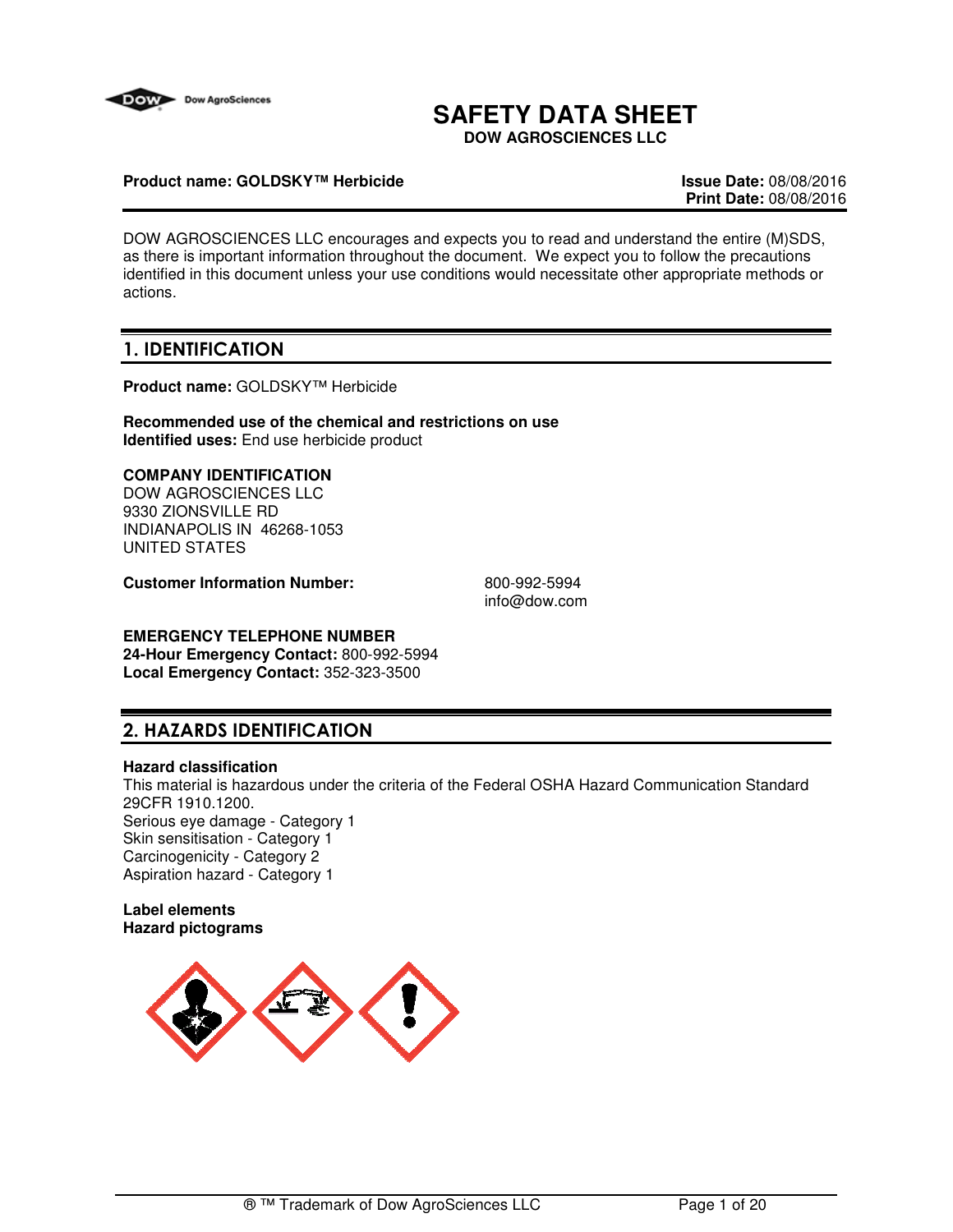# SAFETY DATA SHEET

**DOW AGROSCIENCES LLC**

**Product name: GOLDSKY™ Herbicide**

**Issue Date:** 08/08/2016
**Print Date:** 08/08/2016

DOW AGROSCIENCES LLC encourages and expects you to read and understand the entire (M)SDS, as there is important information throughout the document. We expect you to follow the precautions identified in this document unless your use conditions would necessitate other appropriate methods or actions.

## 1. IDENTIFICATION

**Product name:** GOLDSKY™ Herbicide

**Recommended use of the chemical and restrictions on use**
**Identified uses:** End use herbicide product

**COMPANY IDENTIFICATION**
DOW AGROSCIENCES LLC
9330 ZIONSVILLE RD
INDIANAPOLIS IN 46268-1053
UNITED STATES

**Customer Information Number:** 800-992-5994
info@dow.com

**EMERGENCY TELEPHONE NUMBER**
**24-Hour Emergency Contact:** 800-992-5994
**Local Emergency Contact:** 352-323-3500

## 2. HAZARDS IDENTIFICATION

**Hazard classification**
This material is hazardous under the criteria of the Federal OSHA Hazard Communication Standard 29CFR 1910.1200.
Serious eye damage - Category 1
Skin sensitisation - Category 1
Carcinogenicity - Category 2
Aspiration hazard - Category 1

**Label elements**
**Hazard pictograms**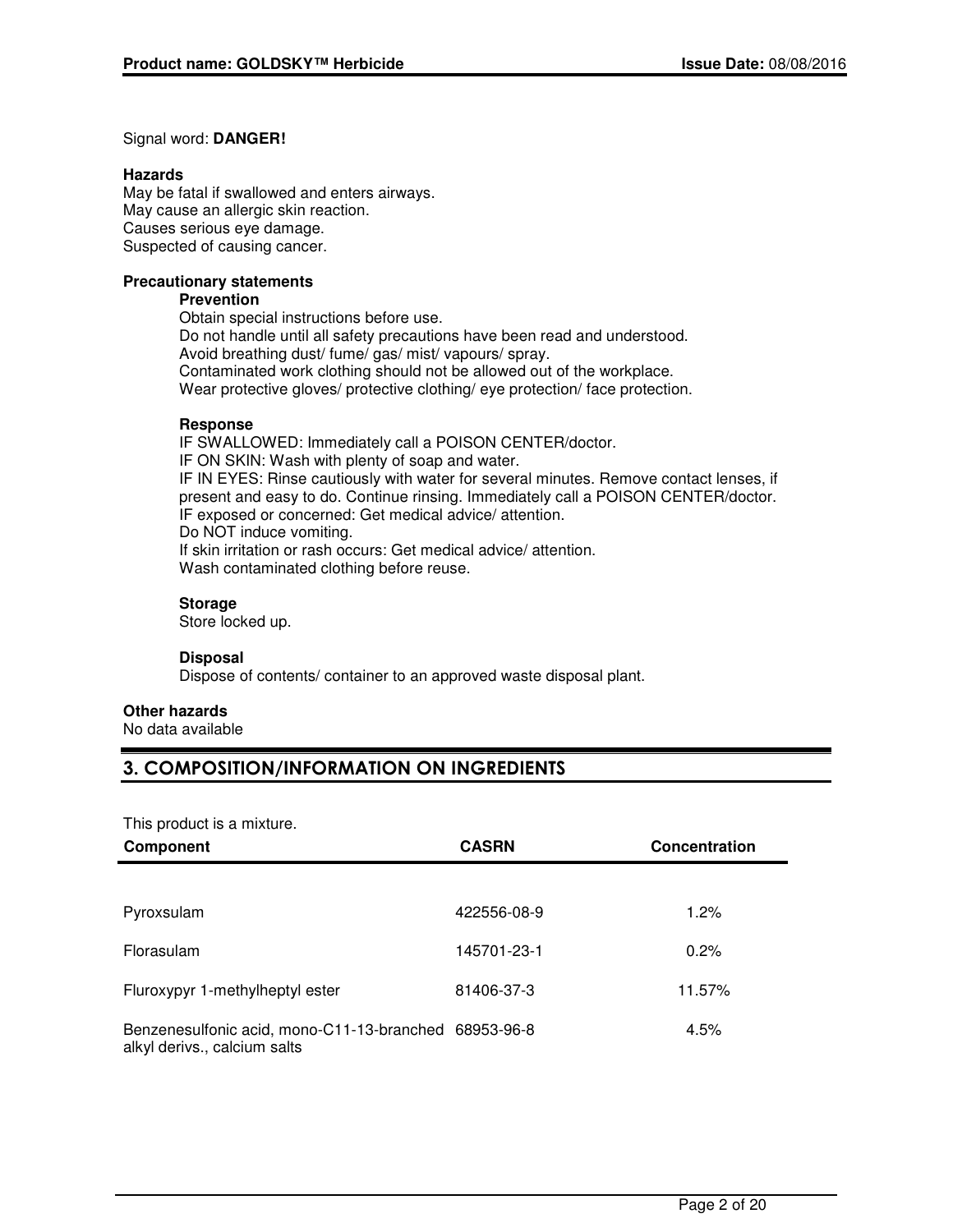Signal word: **DANGER!**

**Hazards**

May be fatal if swallowed and enters airways.
May cause an allergic skin reaction.
Causes serious eye damage.
Suspected of causing cancer.

**Precautionary statements**

**Prevention**

Obtain special instructions before use.
Do not handle until all safety precautions have been read and understood.
Avoid breathing dust/ fume/ gas/ mist/ vapours/ spray.
Contaminated work clothing should not be allowed out of the workplace.
Wear protective gloves/ protective clothing/ eye protection/ face protection.

**Response**

IF SWALLOWED: Immediately call a POISON CENTER/doctor.
IF ON SKIN: Wash with plenty of soap and water.
IF IN EYES: Rinse cautiously with water for several minutes. Remove contact lenses, if present and easy to do. Continue rinsing. Immediately call a POISON CENTER/doctor.
IF exposed or concerned: Get medical advice/ attention.
Do NOT induce vomiting.
If skin irritation or rash occurs: Get medical advice/ attention.
Wash contaminated clothing before reuse.

**Storage**

Store locked up.

**Disposal**

Dispose of contents/ container to an approved waste disposal plant.

**Other hazards**

No data available

## 3. COMPOSITION/INFORMATION ON INGREDIENTS

This product is a mixture.

| Component | CASRN | Concentration |
|---|---|---|
| Pyroxsulam | 422556-08-9 | 1.2% |
| Florasulam | 145701-23-1 | 0.2% |
| Fluroxypyr 1-methylheptyl ester | 81406-37-3 | 11.57% |
| Benzenesulfonic acid, mono-C11-13-branched alkyl derivs., calcium salts | 68953-96-8 | 4.5% |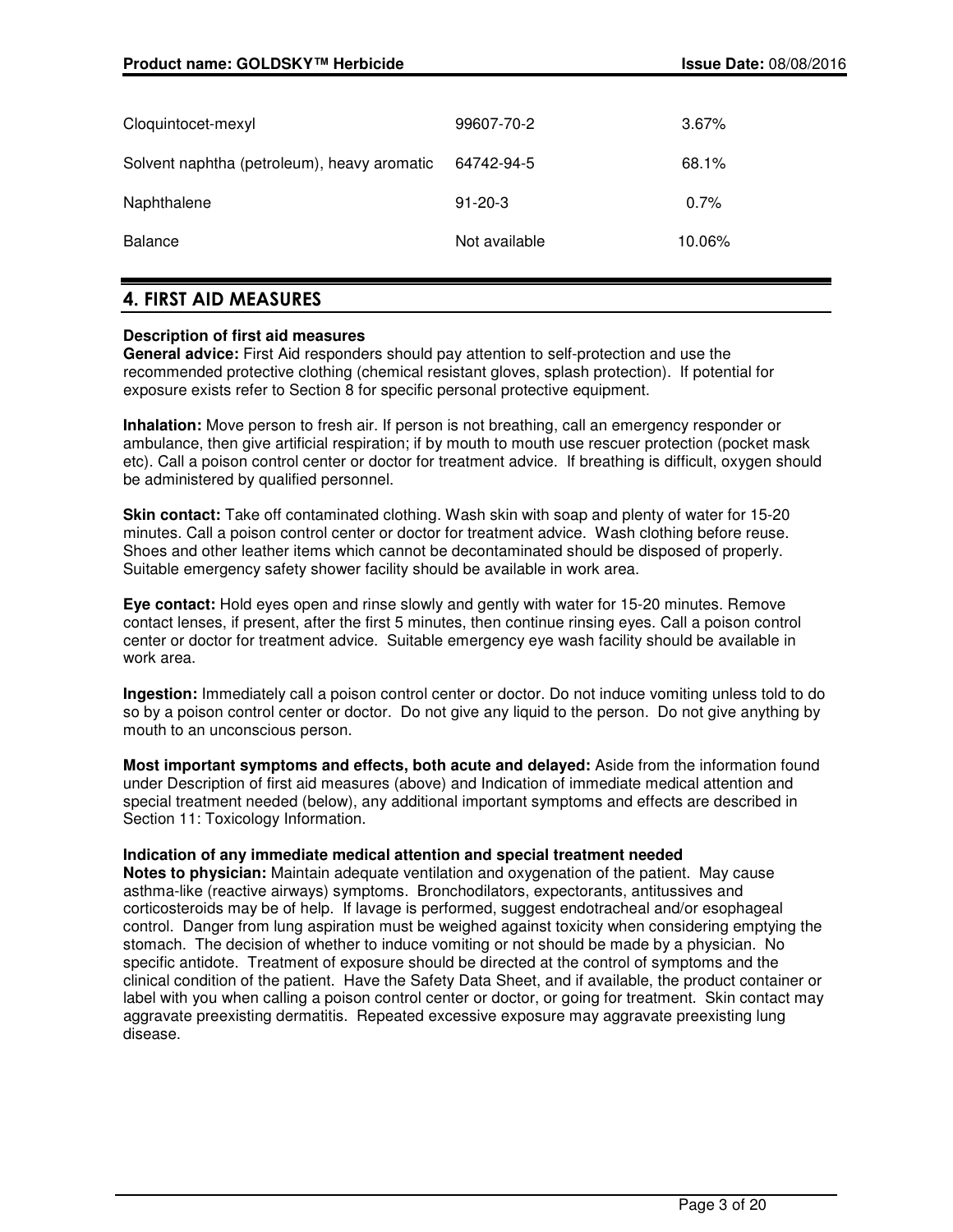| | | |
|---|---|---|
| Cloquintocet-mexyl | 99607-70-2 | 3.67% |
| Solvent naphtha (petroleum), heavy aromatic | 64742-94-5 | 68.1% |
| Naphthalene | 91-20-3 | 0.7% |
| Balance | Not available | 10.06% |

## 4. FIRST AID MEASURES

**Description of first aid measures**

**General advice:** First Aid responders should pay attention to self-protection and use the recommended protective clothing (chemical resistant gloves, splash protection). If potential for exposure exists refer to Section 8 for specific personal protective equipment.

**Inhalation:** Move person to fresh air. If person is not breathing, call an emergency responder or ambulance, then give artificial respiration; if by mouth to mouth use rescuer protection (pocket mask etc). Call a poison control center or doctor for treatment advice. If breathing is difficult, oxygen should be administered by qualified personnel.

**Skin contact:** Take off contaminated clothing. Wash skin with soap and plenty of water for 15-20 minutes. Call a poison control center or doctor for treatment advice. Wash clothing before reuse. Shoes and other leather items which cannot be decontaminated should be disposed of properly. Suitable emergency safety shower facility should be available in work area.

**Eye contact:** Hold eyes open and rinse slowly and gently with water for 15-20 minutes. Remove contact lenses, if present, after the first 5 minutes, then continue rinsing eyes. Call a poison control center or doctor for treatment advice. Suitable emergency eye wash facility should be available in work area.

**Ingestion:** Immediately call a poison control center or doctor. Do not induce vomiting unless told to do so by a poison control center or doctor. Do not give any liquid to the person. Do not give anything by mouth to an unconscious person.

**Most important symptoms and effects, both acute and delayed:** Aside from the information found under Description of first aid measures (above) and Indication of immediate medical attention and special treatment needed (below), any additional important symptoms and effects are described in Section 11: Toxicology Information.

**Indication of any immediate medical attention and special treatment needed**

**Notes to physician:** Maintain adequate ventilation and oxygenation of the patient. May cause asthma-like (reactive airways) symptoms. Bronchodilators, expectorants, antitussives and corticosteroids may be of help. If lavage is performed, suggest endotracheal and/or esophageal control. Danger from lung aspiration must be weighed against toxicity when considering emptying the stomach. The decision of whether to induce vomiting or not should be made by a physician. No specific antidote. Treatment of exposure should be directed at the control of symptoms and the clinical condition of the patient. Have the Safety Data Sheet, and if available, the product container or label with you when calling a poison control center or doctor, or going for treatment. Skin contact may aggravate preexisting dermatitis. Repeated excessive exposure may aggravate preexisting lung disease.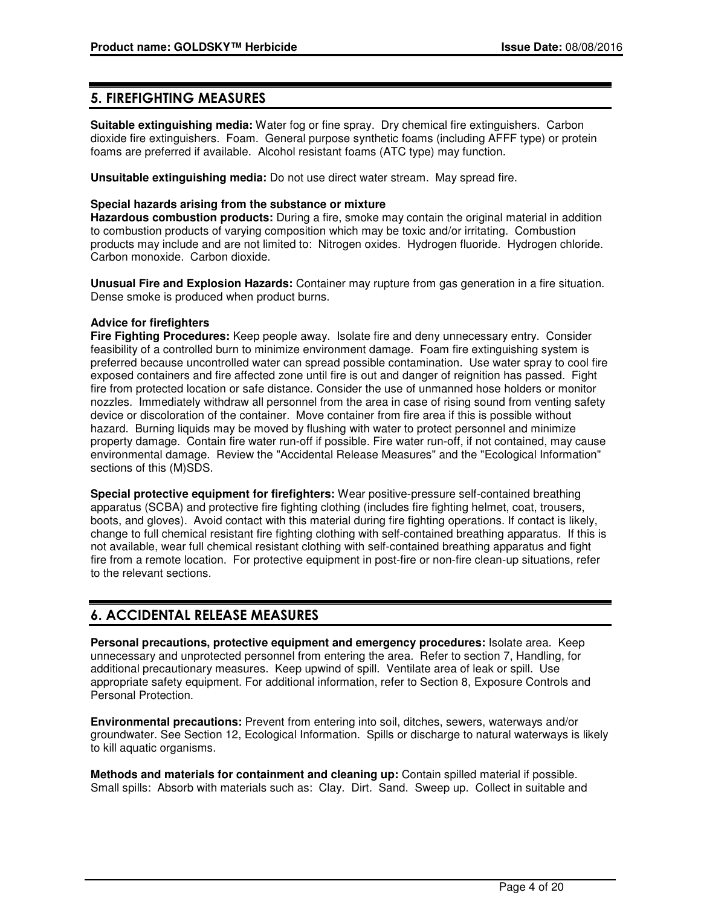## 5. FIREFIGHTING MEASURES

**Suitable extinguishing media:** Water fog or fine spray. Dry chemical fire extinguishers. Carbon dioxide fire extinguishers. Foam. General purpose synthetic foams (including AFFF type) or protein foams are preferred if available. Alcohol resistant foams (ATC type) may function.

**Unsuitable extinguishing media:** Do not use direct water stream. May spread fire.

**Special hazards arising from the substance or mixture**

**Hazardous combustion products:** During a fire, smoke may contain the original material in addition to combustion products of varying composition which may be toxic and/or irritating. Combustion products may include and are not limited to: Nitrogen oxides. Hydrogen fluoride. Hydrogen chloride. Carbon monoxide. Carbon dioxide.

**Unusual Fire and Explosion Hazards:** Container may rupture from gas generation in a fire situation. Dense smoke is produced when product burns.

**Advice for firefighters**

**Fire Fighting Procedures:** Keep people away. Isolate fire and deny unnecessary entry. Consider feasibility of a controlled burn to minimize environment damage. Foam fire extinguishing system is preferred because uncontrolled water can spread possible contamination. Use water spray to cool fire exposed containers and fire affected zone until fire is out and danger of reignition has passed. Fight fire from protected location or safe distance. Consider the use of unmanned hose holders or monitor nozzles. Immediately withdraw all personnel from the area in case of rising sound from venting safety device or discoloration of the container. Move container from fire area if this is possible without hazard. Burning liquids may be moved by flushing with water to protect personnel and minimize property damage. Contain fire water run-off if possible. Fire water run-off, if not contained, may cause environmental damage. Review the "Accidental Release Measures" and the "Ecological Information" sections of this (M)SDS.

**Special protective equipment for firefighters:** Wear positive-pressure self-contained breathing apparatus (SCBA) and protective fire fighting clothing (includes fire fighting helmet, coat, trousers, boots, and gloves). Avoid contact with this material during fire fighting operations. If contact is likely, change to full chemical resistant fire fighting clothing with self-contained breathing apparatus. If this is not available, wear full chemical resistant clothing with self-contained breathing apparatus and fight fire from a remote location. For protective equipment in post-fire or non-fire clean-up situations, refer to the relevant sections.

## 6. ACCIDENTAL RELEASE MEASURES

**Personal precautions, protective equipment and emergency procedures:** Isolate area. Keep unnecessary and unprotected personnel from entering the area. Refer to section 7, Handling, for additional precautionary measures. Keep upwind of spill. Ventilate area of leak or spill. Use appropriate safety equipment. For additional information, refer to Section 8, Exposure Controls and Personal Protection.

**Environmental precautions:** Prevent from entering into soil, ditches, sewers, waterways and/or groundwater. See Section 12, Ecological Information. Spills or discharge to natural waterways is likely to kill aquatic organisms.

**Methods and materials for containment and cleaning up:** Contain spilled material if possible. Small spills: Absorb with materials such as: Clay. Dirt. Sand. Sweep up. Collect in suitable and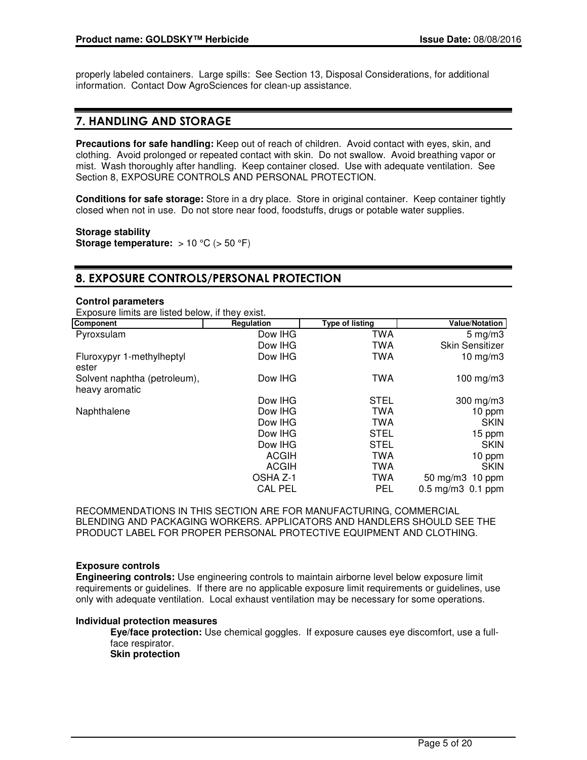properly labeled containers. Large spills: See Section 13, Disposal Considerations, for additional information. Contact Dow AgroSciences for clean-up assistance.

## 7. HANDLING AND STORAGE

**Precautions for safe handling:** Keep out of reach of children. Avoid contact with eyes, skin, and clothing. Avoid prolonged or repeated contact with skin. Do not swallow. Avoid breathing vapor or mist. Wash thoroughly after handling. Keep container closed. Use with adequate ventilation. See Section 8, EXPOSURE CONTROLS AND PERSONAL PROTECTION.

**Conditions for safe storage:** Store in a dry place. Store in original container. Keep container tightly closed when not in use. Do not store near food, foodstuffs, drugs or potable water supplies.

**Storage stability**
**Storage temperature:** > 10 °C (> 50 °F)

## 8. EXPOSURE CONTROLS/PERSONAL PROTECTION

**Control parameters**
Exposure limits are listed below, if they exist.

| Component | Regulation | Type of listing | Value/Notation |
|---|---|---|---|
| Pyroxsulam | Dow IHG | TWA | 5 mg/m3 |
| | Dow IHG | TWA | Skin Sensitizer |
| Fluroxypyr 1-methylheptyl ester | Dow IHG | TWA | 10 mg/m3 |
| Solvent naphtha (petroleum), heavy aromatic | Dow IHG | TWA | 100 mg/m3 |
| | Dow IHG | STEL | 300 mg/m3 |
| Naphthalene | Dow IHG | TWA | 10 ppm |
| | Dow IHG | TWA | SKIN |
| | Dow IHG | STEL | 15 ppm |
| | Dow IHG | STEL | SKIN |
| | ACGIH | TWA | 10 ppm |
| | ACGIH | TWA | SKIN |
| | OSHA Z-1 | TWA | 50 mg/m3 10 ppm |
| | CAL PEL | PEL | 0.5 mg/m3 0.1 ppm |

RECOMMENDATIONS IN THIS SECTION ARE FOR MANUFACTURING, COMMERCIAL BLENDING AND PACKAGING WORKERS. APPLICATORS AND HANDLERS SHOULD SEE THE PRODUCT LABEL FOR PROPER PERSONAL PROTECTIVE EQUIPMENT AND CLOTHING.

**Exposure controls**
**Engineering controls:** Use engineering controls to maintain airborne level below exposure limit requirements or guidelines. If there are no applicable exposure limit requirements or guidelines, use only with adequate ventilation. Local exhaust ventilation may be necessary for some operations.

**Individual protection measures**

**Eye/face protection:** Use chemical goggles. If exposure causes eye discomfort, use a full-face respirator.

**Skin protection**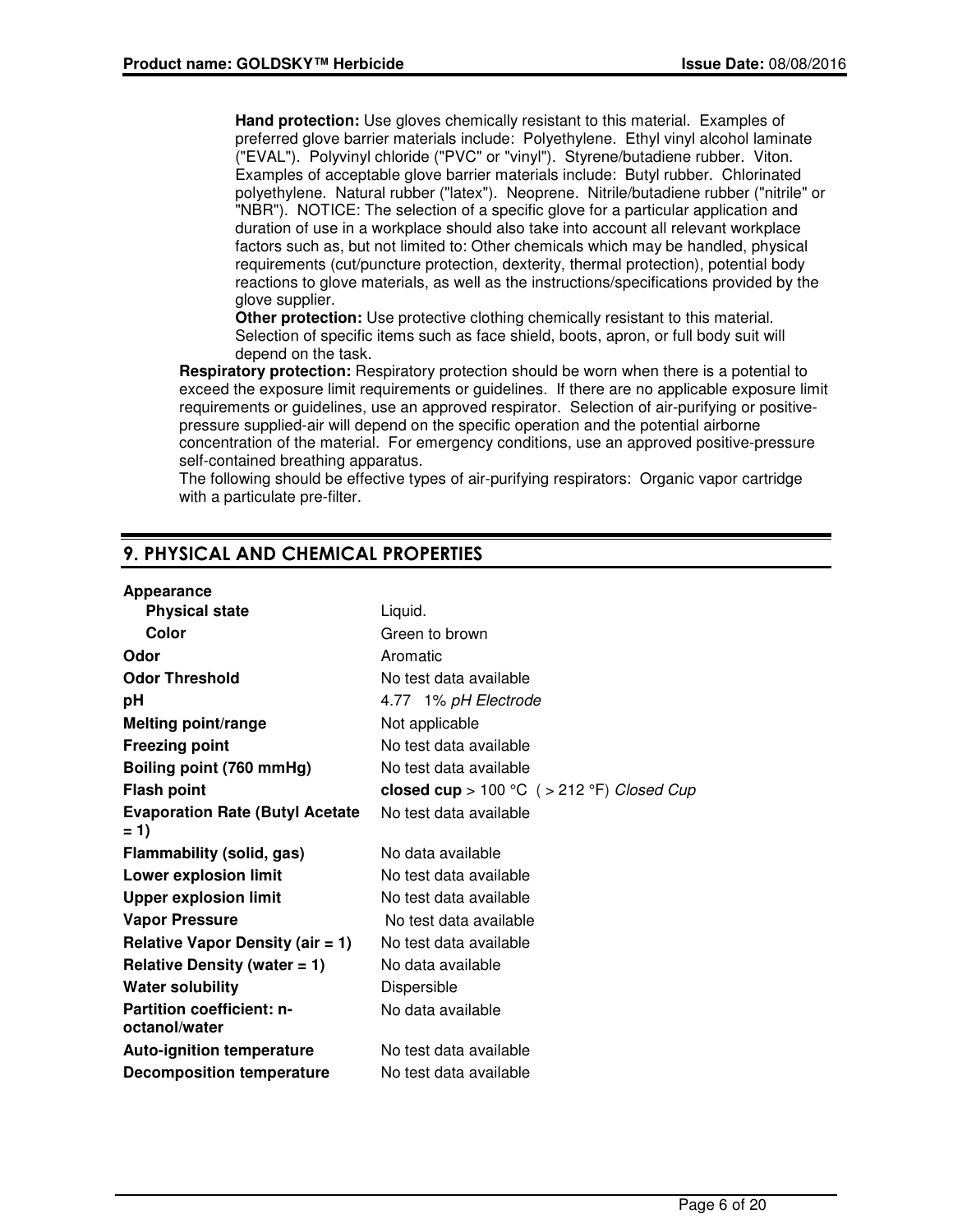**Hand protection:** Use gloves chemically resistant to this material. Examples of preferred glove barrier materials include: Polyethylene. Ethyl vinyl alcohol laminate ("EVAL"). Polyvinyl chloride ("PVC" or "vinyl"). Styrene/butadiene rubber. Viton. Examples of acceptable glove barrier materials include: Butyl rubber. Chlorinated polyethylene. Natural rubber ("latex"). Neoprene. Nitrile/butadiene rubber ("nitrile" or "NBR"). NOTICE: The selection of a specific glove for a particular application and duration of use in a workplace should also take into account all relevant workplace factors such as, but not limited to: Other chemicals which may be handled, physical requirements (cut/puncture protection, dexterity, thermal protection), potential body reactions to glove materials, as well as the instructions/specifications provided by the glove supplier.

**Other protection:** Use protective clothing chemically resistant to this material. Selection of specific items such as face shield, boots, apron, or full body suit will depend on the task.

**Respiratory protection:** Respiratory protection should be worn when there is a potential to exceed the exposure limit requirements or guidelines. If there are no applicable exposure limit requirements or guidelines, use an approved respirator. Selection of air-purifying or positive-pressure supplied-air will depend on the specific operation and the potential airborne concentration of the material. For emergency conditions, use an approved positive-pressure self-contained breathing apparatus.

The following should be effective types of air-purifying respirators: Organic vapor cartridge with a particulate pre-filter.

## 9. PHYSICAL AND CHEMICAL PROPERTIES

| | |
|---|---|
| **Appearance** | |
| **Physical state** | Liquid. |
| **Color** | Green to brown |
| **Odor** | Aromatic |
| **Odor Threshold** | No test data available |
| **pH** | 4.77 1% *pH Electrode* |
| **Melting point/range** | Not applicable |
| **Freezing point** | No test data available |
| **Boiling point (760 mmHg)** | No test data available |
| **Flash point** | **closed cup** > 100 °C ( > 212 °F) *Closed Cup* |
| **Evaporation Rate (Butyl Acetate = 1)** | No test data available |
| **Flammability (solid, gas)** | No data available |
| **Lower explosion limit** | No test data available |
| **Upper explosion limit** | No test data available |
| **Vapor Pressure** | No test data available |
| **Relative Vapor Density (air = 1)** | No test data available |
| **Relative Density (water = 1)** | No data available |
| **Water solubility** | Dispersible |
| **Partition coefficient: n-octanol/water** | No data available |
| **Auto-ignition temperature** | No test data available |
| **Decomposition temperature** | No test data available |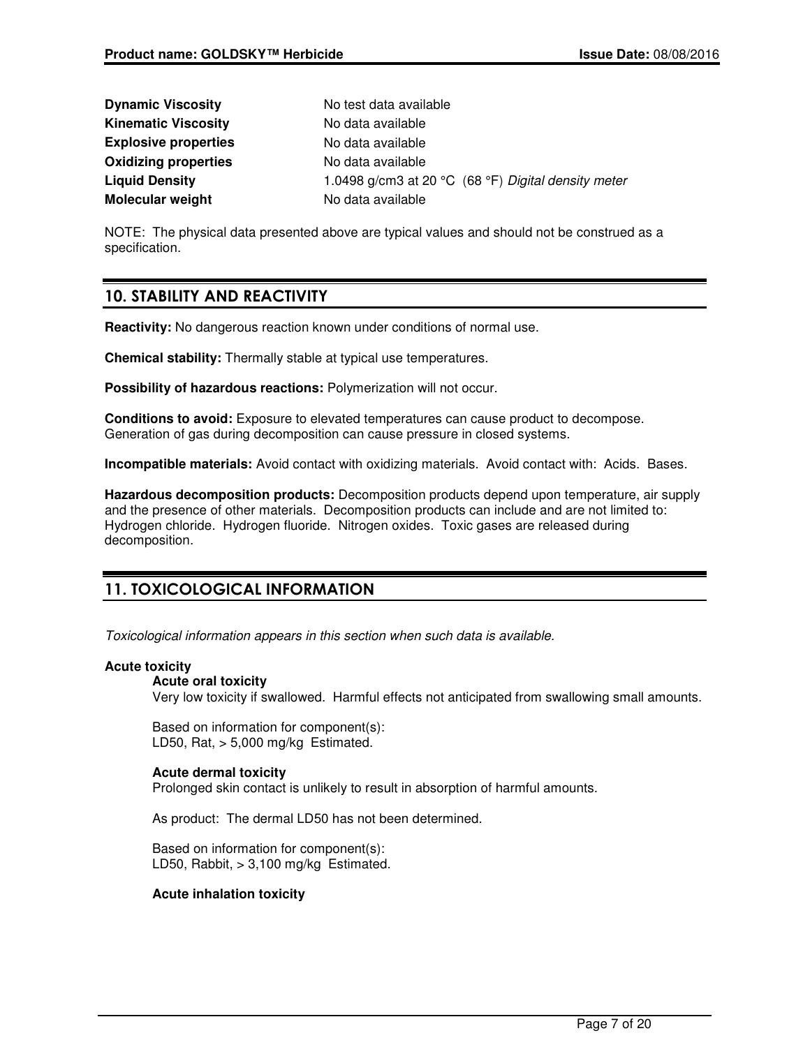| | |
|---|---|
| **Dynamic Viscosity** | No test data available |
| **Kinematic Viscosity** | No data available |
| **Explosive properties** | No data available |
| **Oxidizing properties** | No data available |
| **Liquid Density** | 1.0498 g/cm3 at 20 °C (68 °F) *Digital density meter* |
| **Molecular weight** | No data available |

NOTE: The physical data presented above are typical values and should not be construed as a specification.

## 10. STABILITY AND REACTIVITY

**Reactivity:** No dangerous reaction known under conditions of normal use.

**Chemical stability:** Thermally stable at typical use temperatures.

**Possibility of hazardous reactions:** Polymerization will not occur.

**Conditions to avoid:** Exposure to elevated temperatures can cause product to decompose. Generation of gas during decomposition can cause pressure in closed systems.

**Incompatible materials:** Avoid contact with oxidizing materials. Avoid contact with: Acids. Bases.

**Hazardous decomposition products:** Decomposition products depend upon temperature, air supply and the presence of other materials. Decomposition products can include and are not limited to: Hydrogen chloride. Hydrogen fluoride. Nitrogen oxides. Toxic gases are released during decomposition.

## 11. TOXICOLOGICAL INFORMATION

*Toxicological information appears in this section when such data is available.*

**Acute toxicity**

**Acute oral toxicity**

Very low toxicity if swallowed. Harmful effects not anticipated from swallowing small amounts.

Based on information for component(s):
LD50, Rat, > 5,000 mg/kg Estimated.

**Acute dermal toxicity**

Prolonged skin contact is unlikely to result in absorption of harmful amounts.

As product: The dermal LD50 has not been determined.

Based on information for component(s):
LD50, Rabbit, > 3,100 mg/kg Estimated.

**Acute inhalation toxicity**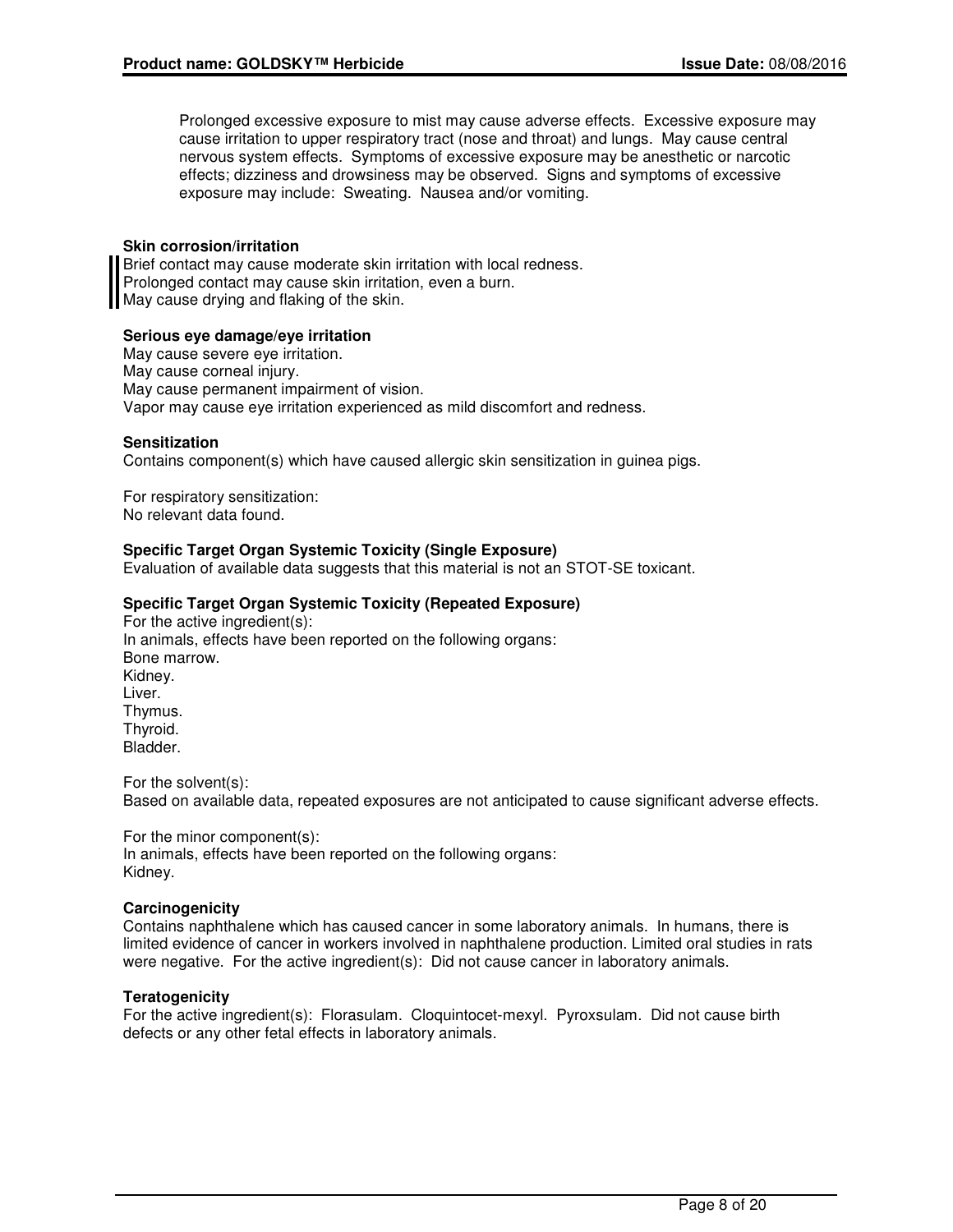Prolonged excessive exposure to mist may cause adverse effects. Excessive exposure may cause irritation to upper respiratory tract (nose and throat) and lungs. May cause central nervous system effects. Symptoms of excessive exposure may be anesthetic or narcotic effects; dizziness and drowsiness may be observed. Signs and symptoms of excessive exposure may include: Sweating. Nausea and/or vomiting.

**Skin corrosion/irritation**

Brief contact may cause moderate skin irritation with local redness.
Prolonged contact may cause skin irritation, even a burn.
May cause drying and flaking of the skin.

**Serious eye damage/eye irritation**

May cause severe eye irritation.
May cause corneal injury.
May cause permanent impairment of vision.
Vapor may cause eye irritation experienced as mild discomfort and redness.

**Sensitization**

Contains component(s) which have caused allergic skin sensitization in guinea pigs.

For respiratory sensitization:
No relevant data found.

**Specific Target Organ Systemic Toxicity (Single Exposure)**

Evaluation of available data suggests that this material is not an STOT-SE toxicant.

**Specific Target Organ Systemic Toxicity (Repeated Exposure)**

For the active ingredient(s):
In animals, effects have been reported on the following organs:
Bone marrow.
Kidney.
Liver.
Thymus.
Thyroid.
Bladder.

For the solvent(s):
Based on available data, repeated exposures are not anticipated to cause significant adverse effects.

For the minor component(s):
In animals, effects have been reported on the following organs:
Kidney.

**Carcinogenicity**

Contains naphthalene which has caused cancer in some laboratory animals. In humans, there is limited evidence of cancer in workers involved in naphthalene production. Limited oral studies in rats were negative. For the active ingredient(s): Did not cause cancer in laboratory animals.

**Teratogenicity**

For the active ingredient(s): Florasulam. Cloquintocet-mexyl. Pyroxsulam. Did not cause birth defects or any other fetal effects in laboratory animals.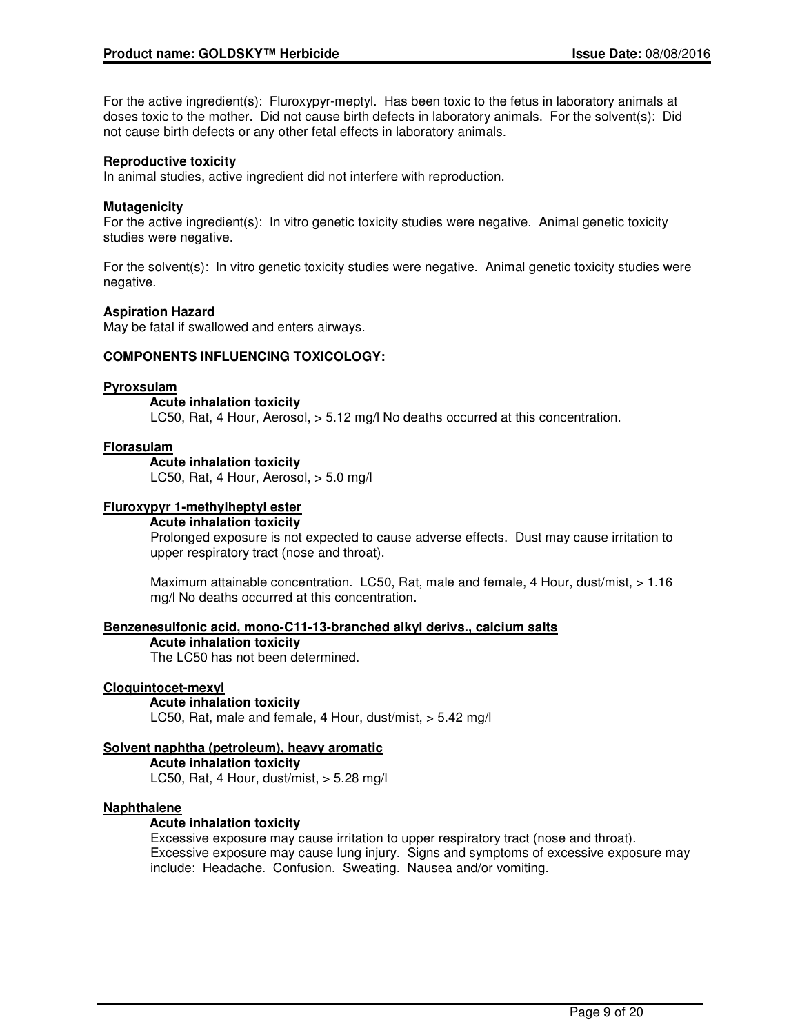For the active ingredient(s): Fluroxypyr-meptyl. Has been toxic to the fetus in laboratory animals at doses toxic to the mother. Did not cause birth defects in laboratory animals. For the solvent(s): Did not cause birth defects or any other fetal effects in laboratory animals.

**Reproductive toxicity**

In animal studies, active ingredient did not interfere with reproduction.

**Mutagenicity**

For the active ingredient(s): In vitro genetic toxicity studies were negative. Animal genetic toxicity studies were negative.

For the solvent(s): In vitro genetic toxicity studies were negative. Animal genetic toxicity studies were negative.

**Aspiration Hazard**

May be fatal if swallowed and enters airways.

**COMPONENTS INFLUENCING TOXICOLOGY:**

**Pyroxsulam**

**Acute inhalation toxicity**

LC50, Rat, 4 Hour, Aerosol, > 5.12 mg/l No deaths occurred at this concentration.

**Florasulam**

**Acute inhalation toxicity**

LC50, Rat, 4 Hour, Aerosol, > 5.0 mg/l

**Fluroxypyr 1-methylheptyl ester**

**Acute inhalation toxicity**

Prolonged exposure is not expected to cause adverse effects. Dust may cause irritation to upper respiratory tract (nose and throat).

Maximum attainable concentration. LC50, Rat, male and female, 4 Hour, dust/mist, > 1.16 mg/l No deaths occurred at this concentration.

**Benzenesulfonic acid, mono-C11-13-branched alkyl derivs., calcium salts**

**Acute inhalation toxicity**

The LC50 has not been determined.

**Cloquintocet-mexyl**

**Acute inhalation toxicity**

LC50, Rat, male and female, 4 Hour, dust/mist, > 5.42 mg/l

**Solvent naphtha (petroleum), heavy aromatic**

**Acute inhalation toxicity**

LC50, Rat, 4 Hour, dust/mist, > 5.28 mg/l

**Naphthalene**

**Acute inhalation toxicity**

Excessive exposure may cause irritation to upper respiratory tract (nose and throat). Excessive exposure may cause lung injury. Signs and symptoms of excessive exposure may include: Headache. Confusion. Sweating. Nausea and/or vomiting.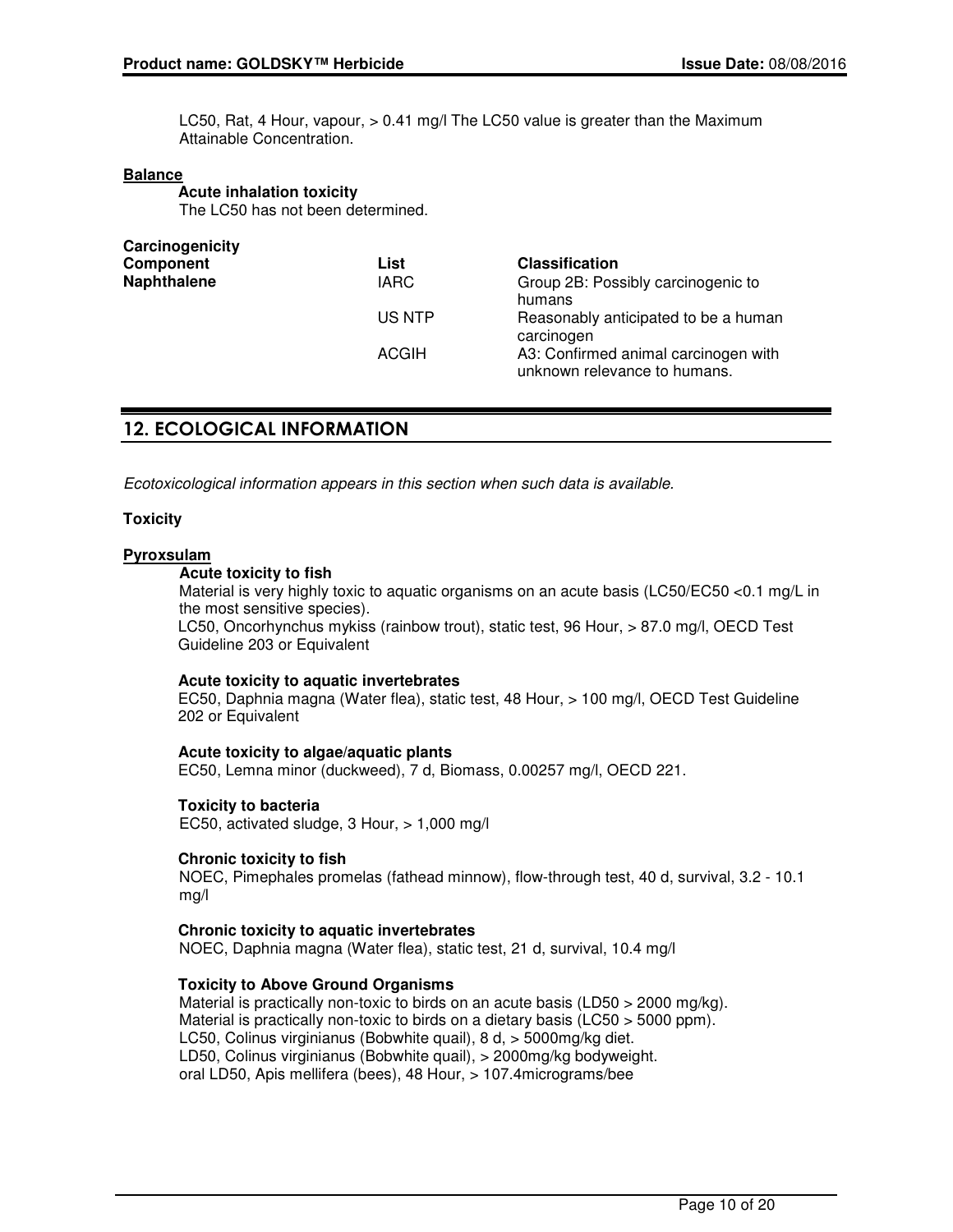LC50, Rat, 4 Hour, vapour, > 0.41 mg/l The LC50 value is greater than the Maximum Attainable Concentration.

**Balance**

**Acute inhalation toxicity**
The LC50 has not been determined.

**Carcinogenicity**

| Component | List | Classification |
|---|---|---|
| **Naphthalene** | IARC | Group 2B: Possibly carcinogenic to humans |
| | US NTP | Reasonably anticipated to be a human carcinogen |
| | ACGIH | A3: Confirmed animal carcinogen with unknown relevance to humans. |

## 12. ECOLOGICAL INFORMATION

*Ecotoxicological information appears in this section when such data is available.*

**Toxicity**

**Pyroxsulam**

**Acute toxicity to fish**
Material is very highly toxic to aquatic organisms on an acute basis (LC50/EC50 <0.1 mg/L in the most sensitive species).
LC50, Oncorhynchus mykiss (rainbow trout), static test, 96 Hour, > 87.0 mg/l, OECD Test Guideline 203 or Equivalent

**Acute toxicity to aquatic invertebrates**
EC50, Daphnia magna (Water flea), static test, 48 Hour, > 100 mg/l, OECD Test Guideline 202 or Equivalent

**Acute toxicity to algae/aquatic plants**
EC50, Lemna minor (duckweed), 7 d, Biomass, 0.00257 mg/l, OECD 221.

**Toxicity to bacteria**
EC50, activated sludge, 3 Hour, > 1,000 mg/l

**Chronic toxicity to fish**
NOEC, Pimephales promelas (fathead minnow), flow-through test, 40 d, survival, 3.2 - 10.1 mg/l

**Chronic toxicity to aquatic invertebrates**
NOEC, Daphnia magna (Water flea), static test, 21 d, survival, 10.4 mg/l

**Toxicity to Above Ground Organisms**
Material is practically non-toxic to birds on an acute basis (LD50 > 2000 mg/kg).
Material is practically non-toxic to birds on a dietary basis (LC50 > 5000 ppm).
LC50, Colinus virginianus (Bobwhite quail), 8 d, > 5000mg/kg diet.
LD50, Colinus virginianus (Bobwhite quail), > 2000mg/kg bodyweight.
oral LD50, Apis mellifera (bees), 48 Hour, > 107.4micrograms/bee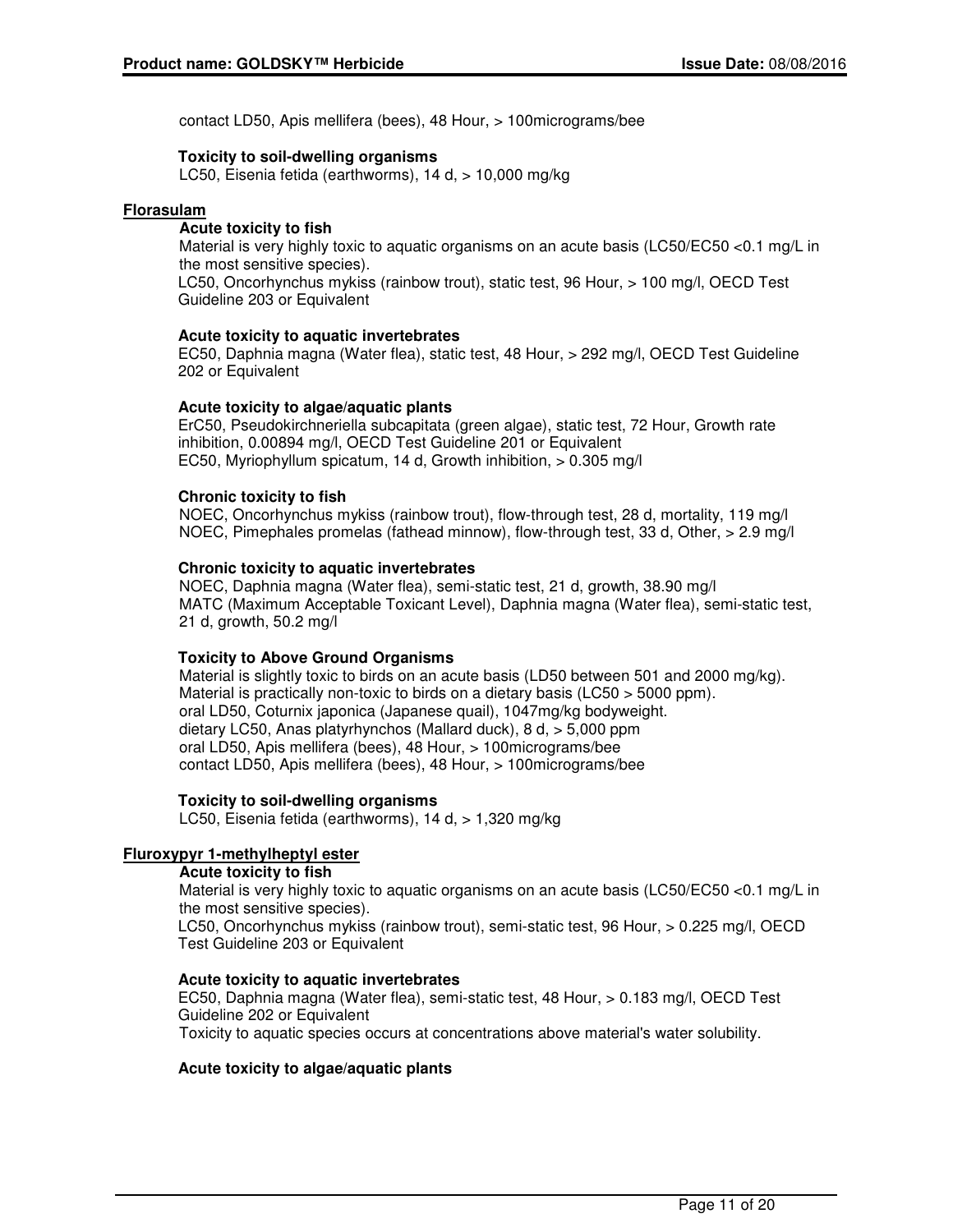contact LD50, Apis mellifera (bees), 48 Hour, > 100micrograms/bee

**Toxicity to soil-dwelling organisms**

LC50, Eisenia fetida (earthworms), 14 d, > 10,000 mg/kg

## Florasulam

**Acute toxicity to fish**

Material is very highly toxic to aquatic organisms on an acute basis (LC50/EC50 <0.1 mg/L in the most sensitive species).

LC50, Oncorhynchus mykiss (rainbow trout), static test, 96 Hour, > 100 mg/l, OECD Test Guideline 203 or Equivalent

**Acute toxicity to aquatic invertebrates**

EC50, Daphnia magna (Water flea), static test, 48 Hour, > 292 mg/l, OECD Test Guideline 202 or Equivalent

**Acute toxicity to algae/aquatic plants**

ErC50, Pseudokirchneriella subcapitata (green algae), static test, 72 Hour, Growth rate inhibition, 0.00894 mg/l, OECD Test Guideline 201 or Equivalent

EC50, Myriophyllum spicatum, 14 d, Growth inhibition, > 0.305 mg/l

**Chronic toxicity to fish**

NOEC, Oncorhynchus mykiss (rainbow trout), flow-through test, 28 d, mortality, 119 mg/l

NOEC, Pimephales promelas (fathead minnow), flow-through test, 33 d, Other, > 2.9 mg/l

**Chronic toxicity to aquatic invertebrates**

NOEC, Daphnia magna (Water flea), semi-static test, 21 d, growth, 38.90 mg/l

MATC (Maximum Acceptable Toxicant Level), Daphnia magna (Water flea), semi-static test, 21 d, growth, 50.2 mg/l

**Toxicity to Above Ground Organisms**

Material is slightly toxic to birds on an acute basis (LD50 between 501 and 2000 mg/kg).

Material is practically non-toxic to birds on a dietary basis (LC50 > 5000 ppm).

oral LD50, Coturnix japonica (Japanese quail), 1047mg/kg bodyweight.

dietary LC50, Anas platyrhynchos (Mallard duck), 8 d, > 5,000 ppm

oral LD50, Apis mellifera (bees), 48 Hour, > 100micrograms/bee

contact LD50, Apis mellifera (bees), 48 Hour, > 100micrograms/bee

**Toxicity to soil-dwelling organisms**

LC50, Eisenia fetida (earthworms), 14 d, > 1,320 mg/kg

## Fluroxypyr 1-methylheptyl ester

**Acute toxicity to fish**

Material is very highly toxic to aquatic organisms on an acute basis (LC50/EC50 <0.1 mg/L in the most sensitive species).

LC50, Oncorhynchus mykiss (rainbow trout), semi-static test, 96 Hour, > 0.225 mg/l, OECD Test Guideline 203 or Equivalent

**Acute toxicity to aquatic invertebrates**

EC50, Daphnia magna (Water flea), semi-static test, 48 Hour, > 0.183 mg/l, OECD Test Guideline 202 or Equivalent

Toxicity to aquatic species occurs at concentrations above material's water solubility.

**Acute toxicity to algae/aquatic plants**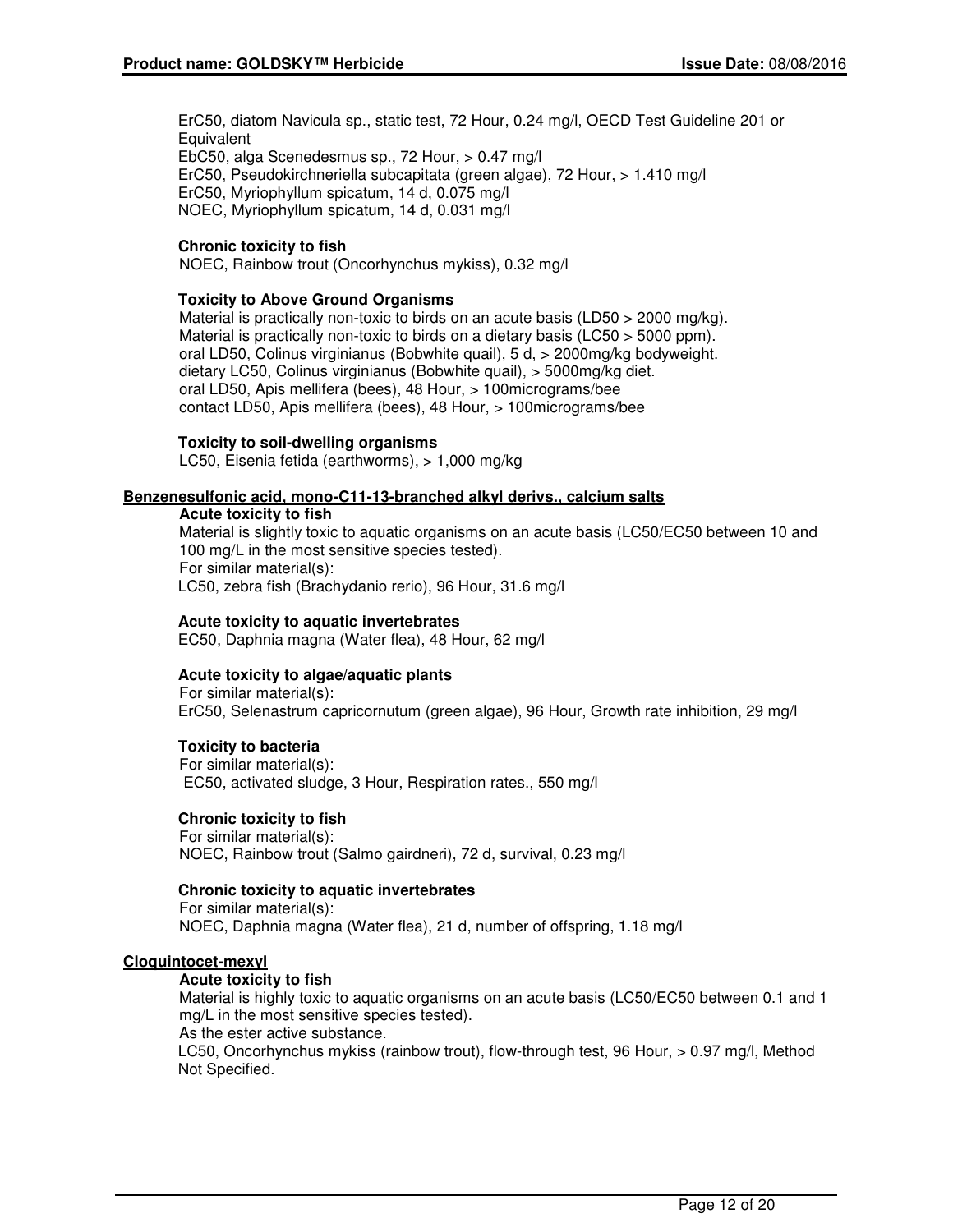ErC50, diatom Navicula sp., static test, 72 Hour, 0.24 mg/l, OECD Test Guideline 201 or Equivalent
EbC50, alga Scenedesmus sp., 72 Hour, > 0.47 mg/l
ErC50, Pseudokirchneriella subcapitata (green algae), 72 Hour, > 1.410 mg/l
ErC50, Myriophyllum spicatum, 14 d, 0.075 mg/l
NOEC, Myriophyllum spicatum, 14 d, 0.031 mg/l

**Chronic toxicity to fish**
NOEC, Rainbow trout (Oncorhynchus mykiss), 0.32 mg/l

**Toxicity to Above Ground Organisms**
Material is practically non-toxic to birds on an acute basis (LD50 > 2000 mg/kg).
Material is practically non-toxic to birds on a dietary basis (LC50 > 5000 ppm).
oral LD50, Colinus virginianus (Bobwhite quail), 5 d, > 2000mg/kg bodyweight.
dietary LC50, Colinus virginianus (Bobwhite quail), > 5000mg/kg diet.
oral LD50, Apis mellifera (bees), 48 Hour, > 100micrograms/bee
contact LD50, Apis mellifera (bees), 48 Hour, > 100micrograms/bee

**Toxicity to soil-dwelling organisms**
LC50, Eisenia fetida (earthworms), > 1,000 mg/kg

**Benzenesulfonic acid, mono-C11-13-branched alkyl derivs., calcium salts**

**Acute toxicity to fish**
Material is slightly toxic to aquatic organisms on an acute basis (LC50/EC50 between 10 and 100 mg/L in the most sensitive species tested).
For similar material(s):
LC50, zebra fish (Brachydanio rerio), 96 Hour, 31.6 mg/l

**Acute toxicity to aquatic invertebrates**
EC50, Daphnia magna (Water flea), 48 Hour, 62 mg/l

**Acute toxicity to algae/aquatic plants**
For similar material(s):
ErC50, Selenastrum capricornutum (green algae), 96 Hour, Growth rate inhibition, 29 mg/l

**Toxicity to bacteria**
For similar material(s):
EC50, activated sludge, 3 Hour, Respiration rates., 550 mg/l

**Chronic toxicity to fish**
For similar material(s):
NOEC, Rainbow trout (Salmo gairdneri), 72 d, survival, 0.23 mg/l

**Chronic toxicity to aquatic invertebrates**
For similar material(s):
NOEC, Daphnia magna (Water flea), 21 d, number of offspring, 1.18 mg/l

**Cloquintocet-mexyl**

**Acute toxicity to fish**
Material is highly toxic to aquatic organisms on an acute basis (LC50/EC50 between 0.1 and 1 mg/L in the most sensitive species tested).
As the ester active substance.
LC50, Oncorhynchus mykiss (rainbow trout), flow-through test, 96 Hour, > 0.97 mg/l, Method Not Specified.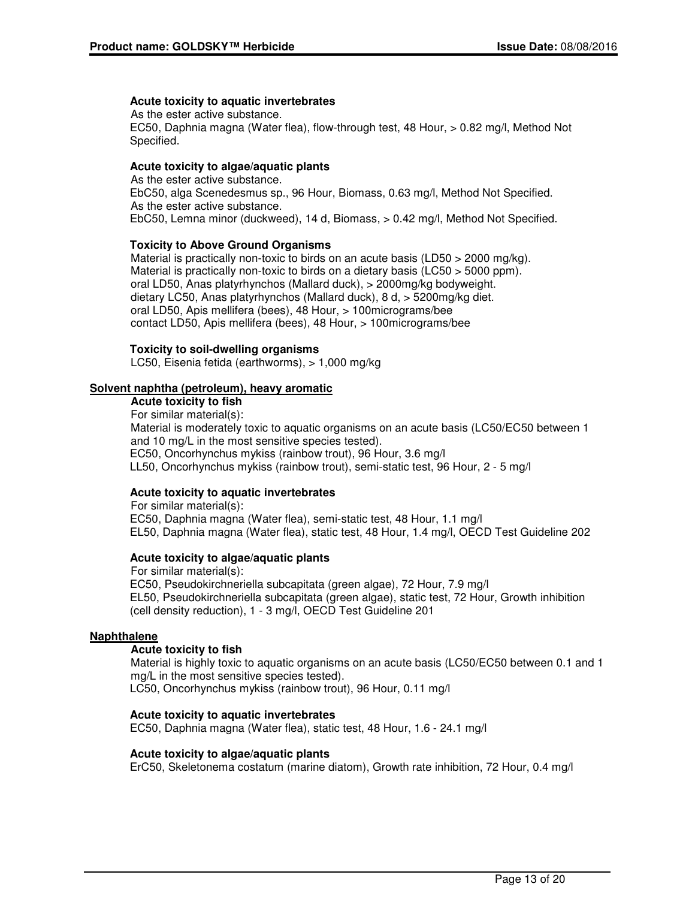#### Acute toxicity to aquatic invertebrates

As the ester active substance.
EC50, Daphnia magna (Water flea), flow-through test, 48 Hour, > 0.82 mg/l, Method Not Specified.

#### Acute toxicity to algae/aquatic plants

As the ester active substance.
EbC50, alga Scenedesmus sp., 96 Hour, Biomass, 0.63 mg/l, Method Not Specified.
As the ester active substance.
EbC50, Lemna minor (duckweed), 14 d, Biomass, > 0.42 mg/l, Method Not Specified.

#### Toxicity to Above Ground Organisms

Material is practically non-toxic to birds on an acute basis (LD50 > 2000 mg/kg).
Material is practically non-toxic to birds on a dietary basis (LC50 > 5000 ppm).
oral LD50, Anas platyrhynchos (Mallard duck), > 2000mg/kg bodyweight.
dietary LC50, Anas platyrhynchos (Mallard duck), 8 d, > 5200mg/kg diet.
oral LD50, Apis mellifera (bees), 48 Hour, > 100micrograms/bee
contact LD50, Apis mellifera (bees), 48 Hour, > 100micrograms/bee

#### Toxicity to soil-dwelling organisms

LC50, Eisenia fetida (earthworms), > 1,000 mg/kg

### Solvent naphtha (petroleum), heavy aromatic

#### Acute toxicity to fish

For similar material(s):
Material is moderately toxic to aquatic organisms on an acute basis (LC50/EC50 between 1 and 10 mg/L in the most sensitive species tested).
EC50, Oncorhynchus mykiss (rainbow trout), 96 Hour, 3.6 mg/l
LL50, Oncorhynchus mykiss (rainbow trout), semi-static test, 96 Hour, 2 - 5 mg/l

#### Acute toxicity to aquatic invertebrates

For similar material(s):
EC50, Daphnia magna (Water flea), semi-static test, 48 Hour, 1.1 mg/l
EL50, Daphnia magna (Water flea), static test, 48 Hour, 1.4 mg/l, OECD Test Guideline 202

#### Acute toxicity to algae/aquatic plants

For similar material(s):
EC50, Pseudokirchneriella subcapitata (green algae), 72 Hour, 7.9 mg/l
EL50, Pseudokirchneriella subcapitata (green algae), static test, 72 Hour, Growth inhibition (cell density reduction), 1 - 3 mg/l, OECD Test Guideline 201

### Naphthalene

#### Acute toxicity to fish

Material is highly toxic to aquatic organisms on an acute basis (LC50/EC50 between 0.1 and 1 mg/L in the most sensitive species tested).
LC50, Oncorhynchus mykiss (rainbow trout), 96 Hour, 0.11 mg/l

#### Acute toxicity to aquatic invertebrates

EC50, Daphnia magna (Water flea), static test, 48 Hour, 1.6 - 24.1 mg/l

#### Acute toxicity to algae/aquatic plants

ErC50, Skeletonema costatum (marine diatom), Growth rate inhibition, 72 Hour, 0.4 mg/l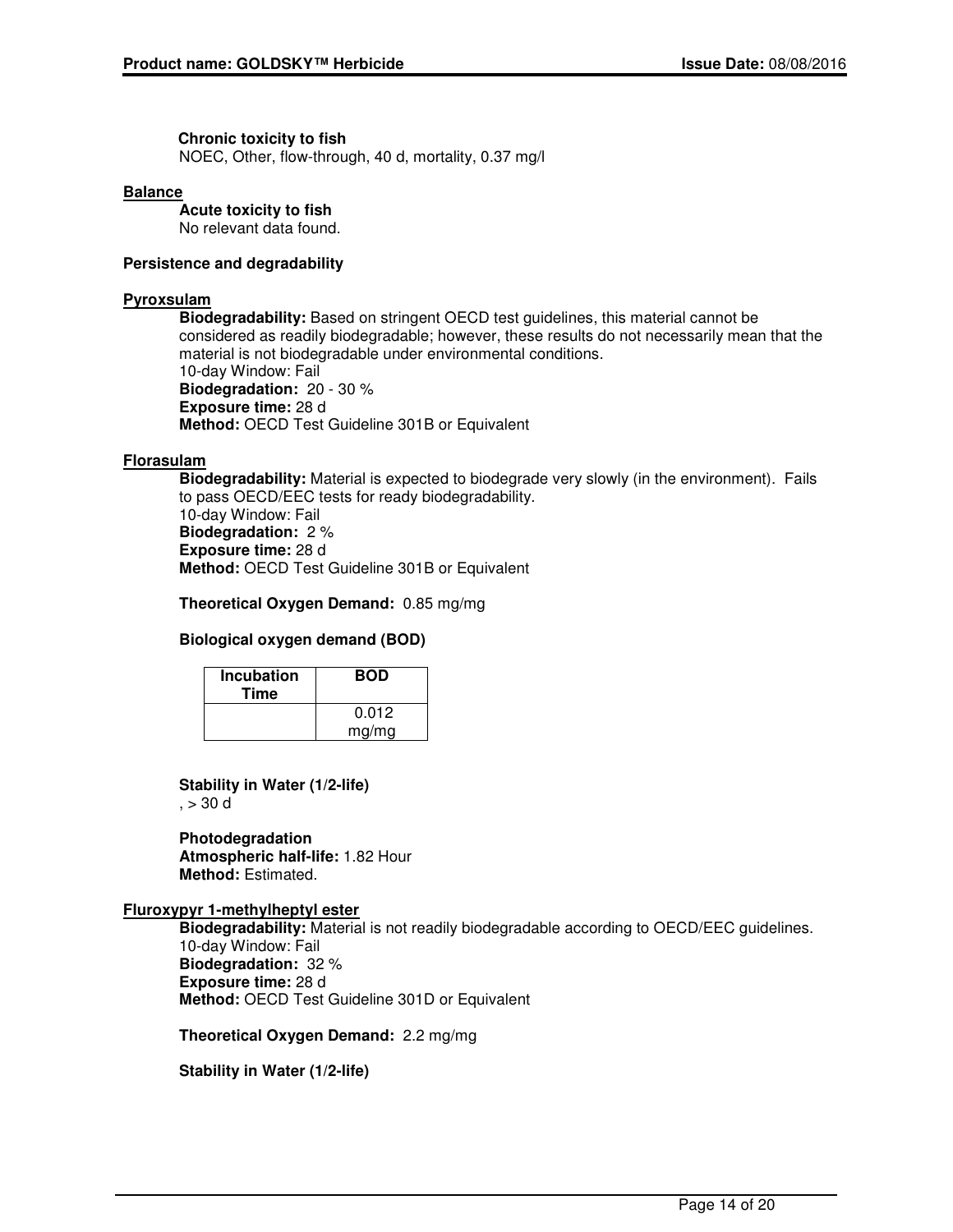**Chronic toxicity to fish**
NOEC, Other, flow-through, 40 d, mortality, 0.37 mg/l

**Balance**

**Acute toxicity to fish**
No relevant data found.

**Persistence and degradability**

**Pyroxsulam**

**Biodegradability:** Based on stringent OECD test guidelines, this material cannot be considered as readily biodegradable; however, these results do not necessarily mean that the material is not biodegradable under environmental conditions.
10-day Window: Fail
**Biodegradation:** 20 - 30 %
**Exposure time:** 28 d
**Method:** OECD Test Guideline 301B or Equivalent

**Florasulam**

**Biodegradability:** Material is expected to biodegrade very slowly (in the environment). Fails to pass OECD/EEC tests for ready biodegradability.
10-day Window: Fail
**Biodegradation:** 2 %
**Exposure time:** 28 d
**Method:** OECD Test Guideline 301B or Equivalent

**Theoretical Oxygen Demand:** 0.85 mg/mg

**Biological oxygen demand (BOD)**

| Incubation Time | BOD |
|---|---|
| | 0.012 mg/mg |

**Stability in Water (1/2-life)**
, > 30 d

**Photodegradation**
**Atmospheric half-life:** 1.82 Hour
**Method:** Estimated.

**Fluroxypyr 1-methylheptyl ester**

**Biodegradability:** Material is not readily biodegradable according to OECD/EEC guidelines.
10-day Window: Fail
**Biodegradation:** 32 %
**Exposure time:** 28 d
**Method:** OECD Test Guideline 301D or Equivalent

**Theoretical Oxygen Demand:** 2.2 mg/mg

**Stability in Water (1/2-life)**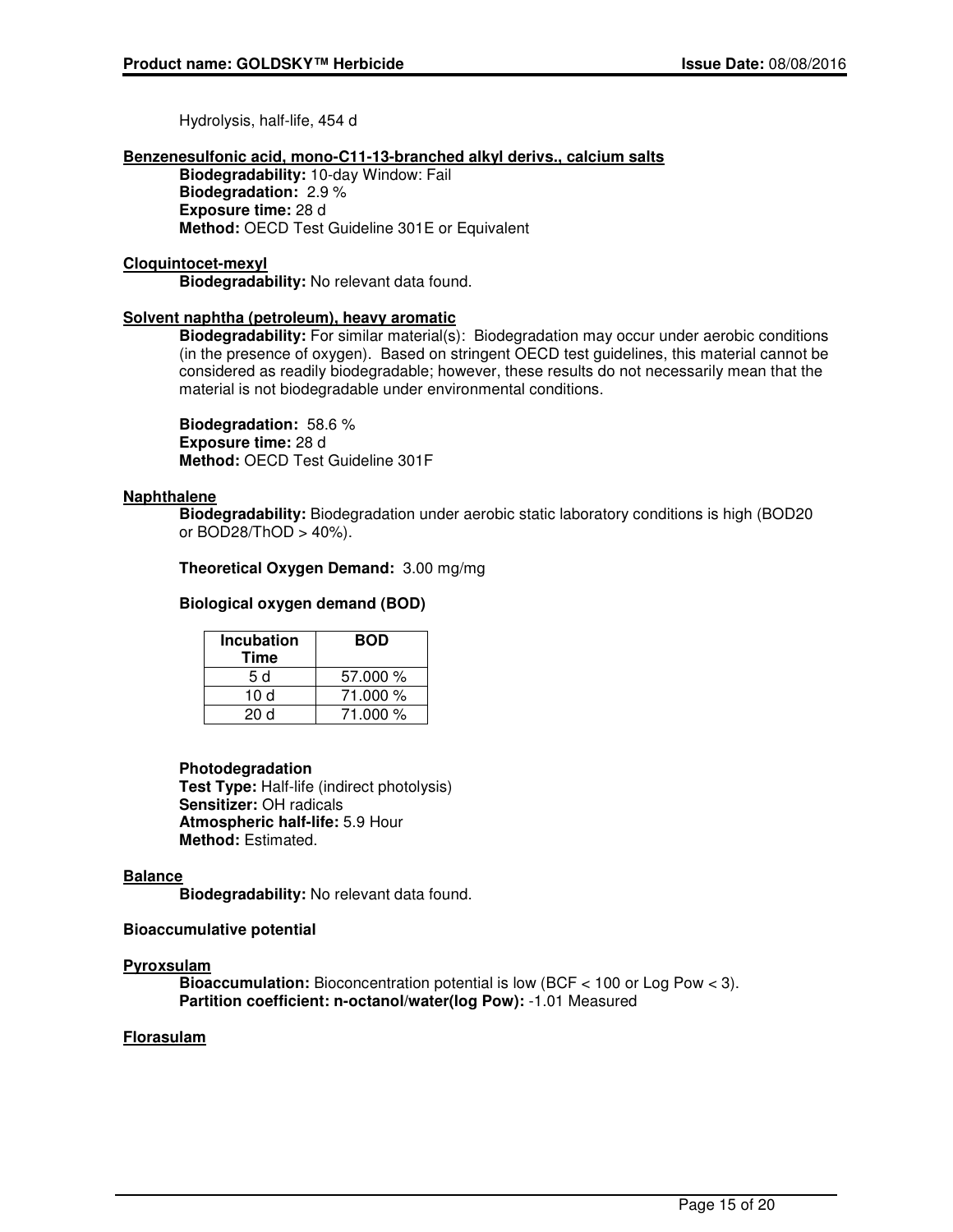Hydrolysis, half-life, 454 d

**Benzenesulfonic acid, mono-C11-13-branched alkyl derivs., calcium salts**

**Biodegradability:** 10-day Window: Fail
**Biodegradation:** 2.9 %
**Exposure time:** 28 d
**Method:** OECD Test Guideline 301E or Equivalent

**Cloquintocet-mexyl**

**Biodegradability:** No relevant data found.

**Solvent naphtha (petroleum), heavy aromatic**

**Biodegradability:** For similar material(s): Biodegradation may occur under aerobic conditions (in the presence of oxygen). Based on stringent OECD test guidelines, this material cannot be considered as readily biodegradable; however, these results do not necessarily mean that the material is not biodegradable under environmental conditions.

**Biodegradation:** 58.6 %
**Exposure time:** 28 d
**Method:** OECD Test Guideline 301F

**Naphthalene**

**Biodegradability:** Biodegradation under aerobic static laboratory conditions is high (BOD20 or BOD28/ThOD > 40%).

**Theoretical Oxygen Demand:** 3.00 mg/mg

**Biological oxygen demand (BOD)**

| Incubation Time | BOD |
|---|---|
| 5 d | 57.000 % |
| 10 d | 71.000 % |
| 20 d | 71.000 % |

**Photodegradation**
**Test Type:** Half-life (indirect photolysis)
**Sensitizer:** OH radicals
**Atmospheric half-life:** 5.9 Hour
**Method:** Estimated.

**Balance**

**Biodegradability:** No relevant data found.

**Bioaccumulative potential**

**Pyroxsulam**

**Bioaccumulation:** Bioconcentration potential is low (BCF < 100 or Log Pow < 3).
**Partition coefficient: n-octanol/water(log Pow):** -1.01 Measured

**Florasulam**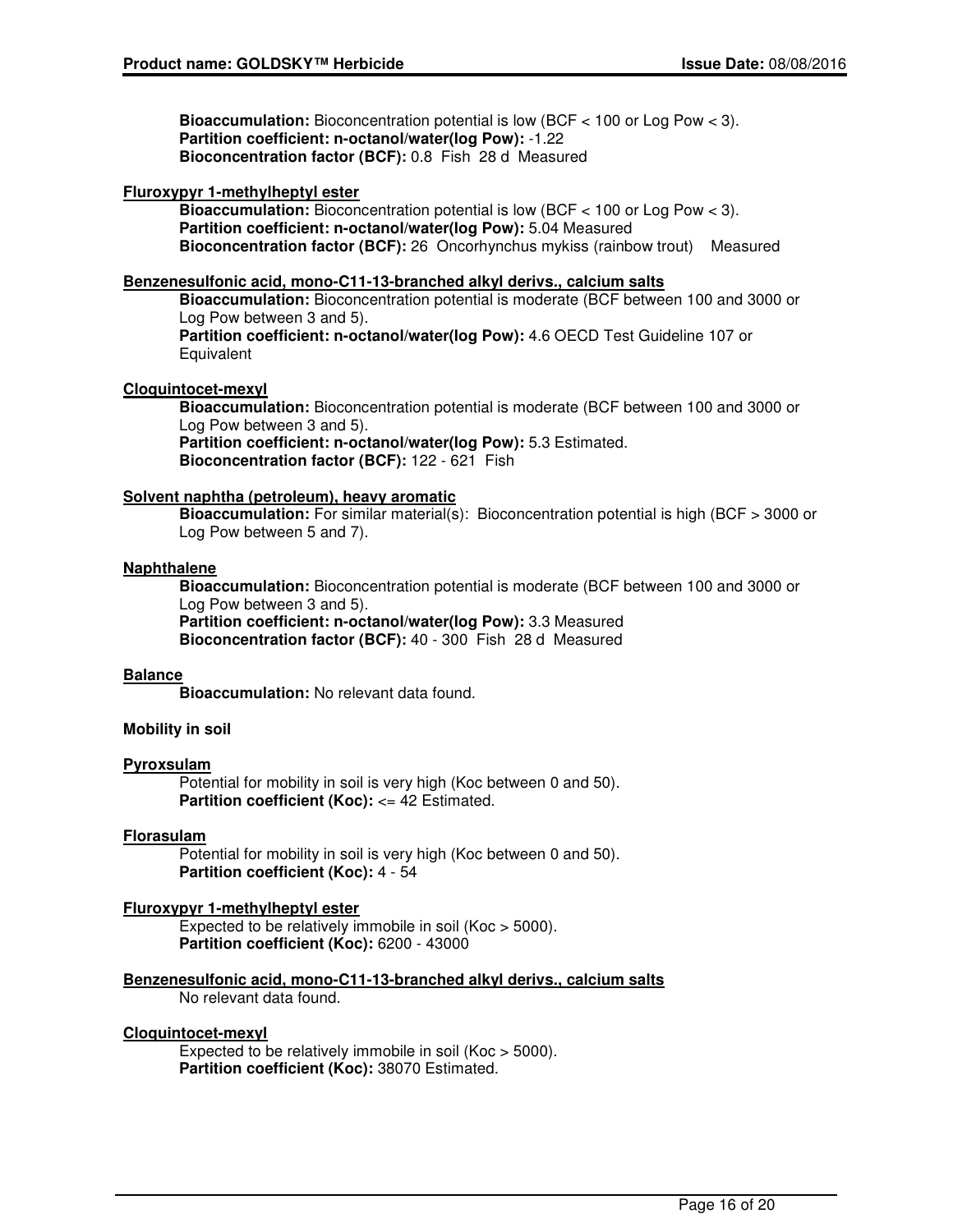**Bioaccumulation:** Bioconcentration potential is low (BCF < 100 or Log Pow < 3).
**Partition coefficient: n-octanol/water(log Pow):** -1.22
**Bioconcentration factor (BCF):** 0.8 Fish 28 d Measured

**Fluroxypyr 1-methylheptyl ester**

**Bioaccumulation:** Bioconcentration potential is low (BCF < 100 or Log Pow < 3).
**Partition coefficient: n-octanol/water(log Pow):** 5.04 Measured
**Bioconcentration factor (BCF):** 26 Oncorhynchus mykiss (rainbow trout) Measured

**Benzenesulfonic acid, mono-C11-13-branched alkyl derivs., calcium salts**

**Bioaccumulation:** Bioconcentration potential is moderate (BCF between 100 and 3000 or Log Pow between 3 and 5).
**Partition coefficient: n-octanol/water(log Pow):** 4.6 OECD Test Guideline 107 or Equivalent

**Cloquintocet-mexyl**

**Bioaccumulation:** Bioconcentration potential is moderate (BCF between 100 and 3000 or Log Pow between 3 and 5).
**Partition coefficient: n-octanol/water(log Pow):** 5.3 Estimated.
**Bioconcentration factor (BCF):** 122 - 621 Fish

**Solvent naphtha (petroleum), heavy aromatic**

**Bioaccumulation:** For similar material(s): Bioconcentration potential is high (BCF > 3000 or Log Pow between 5 and 7).

**Naphthalene**

**Bioaccumulation:** Bioconcentration potential is moderate (BCF between 100 and 3000 or Log Pow between 3 and 5).
**Partition coefficient: n-octanol/water(log Pow):** 3.3 Measured
**Bioconcentration factor (BCF):** 40 - 300 Fish 28 d Measured

**Balance**

**Bioaccumulation:** No relevant data found.

**Mobility in soil**

**Pyroxsulam**

Potential for mobility in soil is very high (Koc between 0 and 50).
**Partition coefficient (Koc):** <= 42 Estimated.

**Florasulam**

Potential for mobility in soil is very high (Koc between 0 and 50).
**Partition coefficient (Koc):** 4 - 54

**Fluroxypyr 1-methylheptyl ester**

Expected to be relatively immobile in soil (Koc > 5000).
**Partition coefficient (Koc):** 6200 - 43000

**Benzenesulfonic acid, mono-C11-13-branched alkyl derivs., calcium salts**

No relevant data found.

**Cloquintocet-mexyl**

Expected to be relatively immobile in soil (Koc > 5000).
**Partition coefficient (Koc):** 38070 Estimated.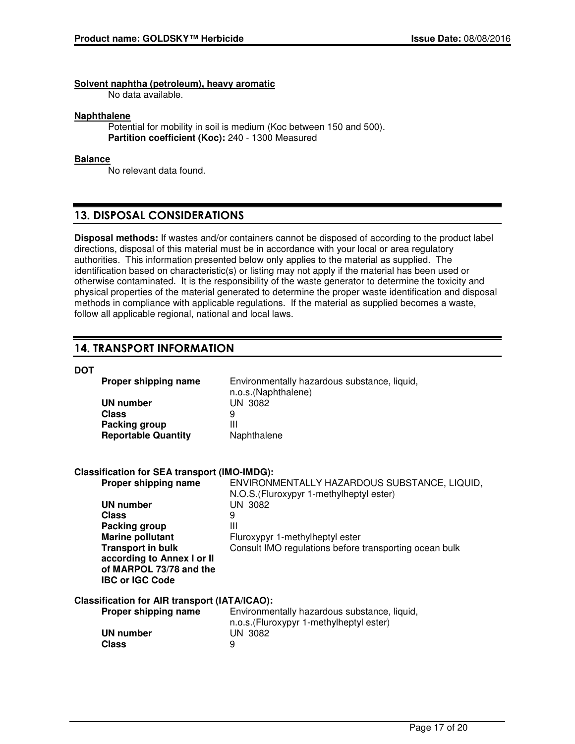**Solvent naphtha (petroleum), heavy aromatic**

No data available.

**Naphthalene**

Potential for mobility in soil is medium (Koc between 150 and 500).
**Partition coefficient (Koc):** 240 - 1300 Measured

**Balance**

No relevant data found.

## 13. DISPOSAL CONSIDERATIONS

**Disposal methods:** If wastes and/or containers cannot be disposed of according to the product label directions, disposal of this material must be in accordance with your local or area regulatory authorities. This information presented below only applies to the material as supplied. The identification based on characteristic(s) or listing may not apply if the material has been used or otherwise contaminated. It is the responsibility of the waste generator to determine the toxicity and physical properties of the material generated to determine the proper waste identification and disposal methods in compliance with applicable regulations. If the material as supplied becomes a waste, follow all applicable regional, national and local laws.

## 14. TRANSPORT INFORMATION

**DOT**

| | |
|---|---|
| **Proper shipping name** | Environmentally hazardous substance, liquid, n.o.s.(Naphthalene) |
| **UN number** | UN 3082 |
| **Class** | 9 |
| **Packing group** | III |
| **Reportable Quantity** | Naphthalene |

**Classification for SEA transport (IMO-IMDG):**

| | |
|---|---|
| **Proper shipping name** | ENVIRONMENTALLY HAZARDOUS SUBSTANCE, LIQUID, N.O.S.(Fluroxypyr 1-methylheptyl ester) |
| **UN number** | UN 3082 |
| **Class** | 9 |
| **Packing group** | III |
| **Marine pollutant** | Fluroxypyr 1-methylheptyl ester |
| **Transport in bulk according to Annex I or II of MARPOL 73/78 and the IBC or IGC Code** | Consult IMO regulations before transporting ocean bulk |

**Classification for AIR transport (IATA/ICAO):**

| | |
|---|---|
| **Proper shipping name** | Environmentally hazardous substance, liquid, n.o.s.(Fluroxypyr 1-methylheptyl ester) |
| **UN number** | UN 3082 |
| **Class** | 9 |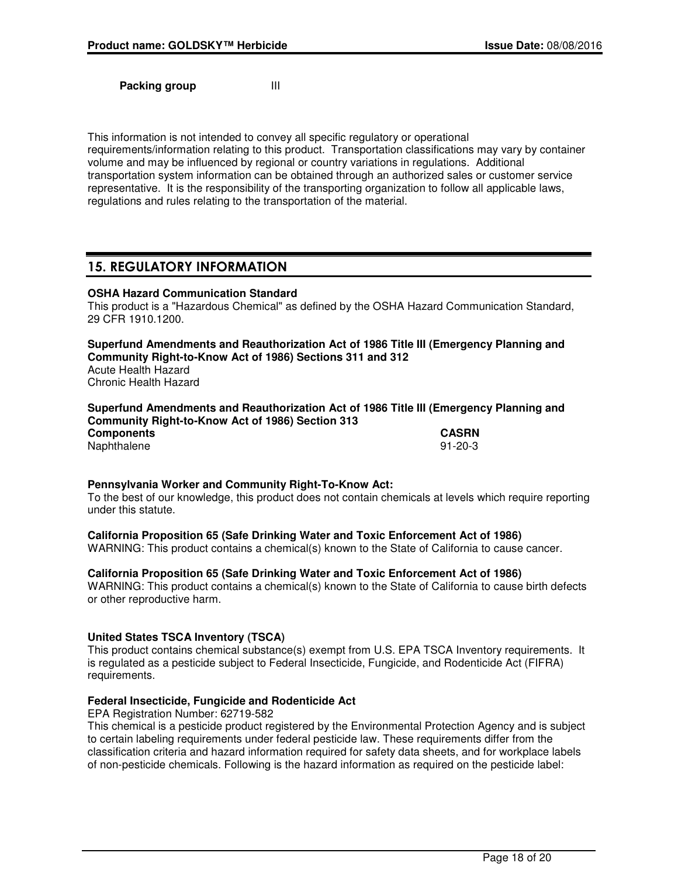**Packing group** III

This information is not intended to convey all specific regulatory or operational requirements/information relating to this product. Transportation classifications may vary by container volume and may be influenced by regional or country variations in regulations. Additional transportation system information can be obtained through an authorized sales or customer service representative. It is the responsibility of the transporting organization to follow all applicable laws, regulations and rules relating to the transportation of the material.

## 15. REGULATORY INFORMATION

**OSHA Hazard Communication Standard**
This product is a "Hazardous Chemical" as defined by the OSHA Hazard Communication Standard, 29 CFR 1910.1200.

**Superfund Amendments and Reauthorization Act of 1986 Title III (Emergency Planning and Community Right-to-Know Act of 1986) Sections 311 and 312**
Acute Health Hazard
Chronic Health Hazard

**Superfund Amendments and Reauthorization Act of 1986 Title III (Emergency Planning and Community Right-to-Know Act of 1986) Section 313**

| Components | CASRN |
|---|---|
| Naphthalene | 91-20-3 |

**Pennsylvania Worker and Community Right-To-Know Act:**
To the best of our knowledge, this product does not contain chemicals at levels which require reporting under this statute.

**California Proposition 65 (Safe Drinking Water and Toxic Enforcement Act of 1986)**
WARNING: This product contains a chemical(s) known to the State of California to cause cancer.

**California Proposition 65 (Safe Drinking Water and Toxic Enforcement Act of 1986)**
WARNING: This product contains a chemical(s) known to the State of California to cause birth defects or other reproductive harm.

**United States TSCA Inventory (TSCA)**
This product contains chemical substance(s) exempt from U.S. EPA TSCA Inventory requirements. It is regulated as a pesticide subject to Federal Insecticide, Fungicide, and Rodenticide Act (FIFRA) requirements.

**Federal Insecticide, Fungicide and Rodenticide Act**
EPA Registration Number: 62719-582
This chemical is a pesticide product registered by the Environmental Protection Agency and is subject to certain labeling requirements under federal pesticide law. These requirements differ from the classification criteria and hazard information required for safety data sheets, and for workplace labels of non-pesticide chemicals. Following is the hazard information as required on the pesticide label: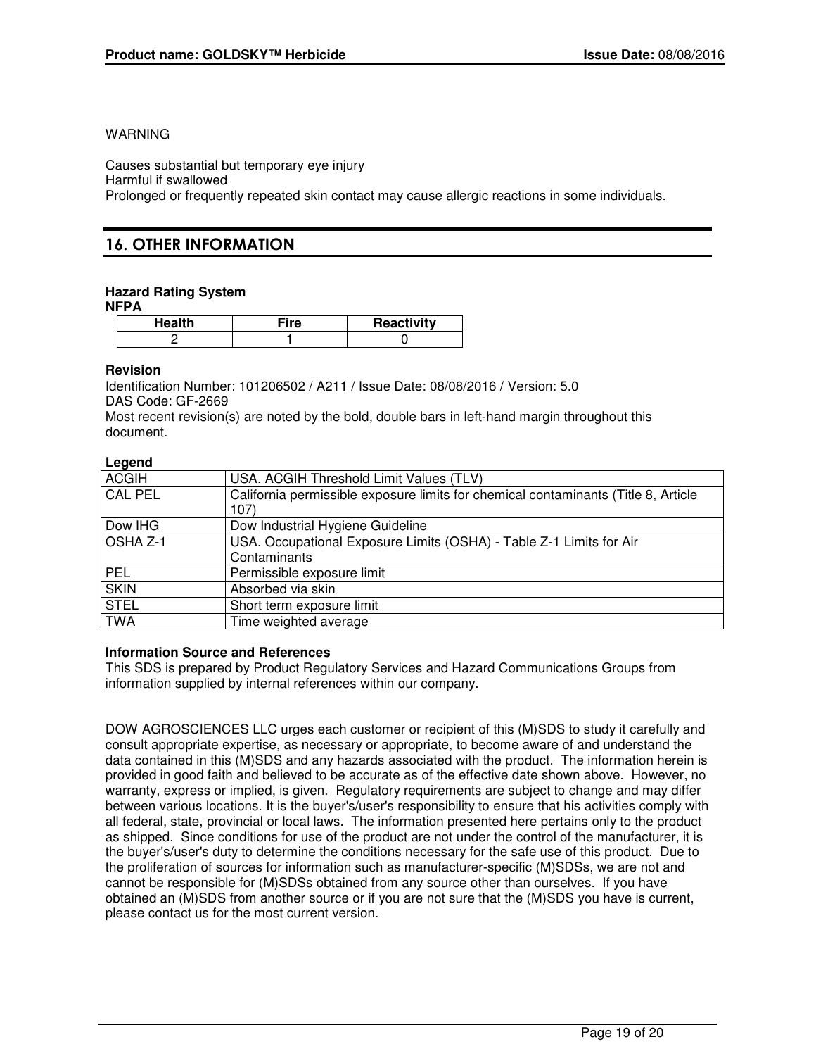WARNING

Causes substantial but temporary eye injury
Harmful if swallowed
Prolonged or frequently repeated skin contact may cause allergic reactions in some individuals.

## 16. OTHER INFORMATION

**Hazard Rating System**
**NFPA**

| Health | Fire | Reactivity |
|---|---|---|
| 2 | 1 | 0 |

**Revision**
Identification Number: 101206502 / A211 / Issue Date: 08/08/2016 / Version: 5.0
DAS Code: GF-2669
Most recent revision(s) are noted by the bold, double bars in left-hand margin throughout this document.

**Legend**

| | |
|---|---|
| ACGIH | USA. ACGIH Threshold Limit Values (TLV) |
| CAL PEL | California permissible exposure limits for chemical contaminants (Title 8, Article 107) |
| Dow IHG | Dow Industrial Hygiene Guideline |
| OSHA Z-1 | USA. Occupational Exposure Limits (OSHA) - Table Z-1 Limits for Air Contaminants |
| PEL | Permissible exposure limit |
| SKIN | Absorbed via skin |
| STEL | Short term exposure limit |
| TWA | Time weighted average |

**Information Source and References**
This SDS is prepared by Product Regulatory Services and Hazard Communications Groups from information supplied by internal references within our company.

DOW AGROSCIENCES LLC urges each customer or recipient of this (M)SDS to study it carefully and consult appropriate expertise, as necessary or appropriate, to become aware of and understand the data contained in this (M)SDS and any hazards associated with the product. The information herein is provided in good faith and believed to be accurate as of the effective date shown above. However, no warranty, express or implied, is given. Regulatory requirements are subject to change and may differ between various locations. It is the buyer's/user's responsibility to ensure that his activities comply with all federal, state, provincial or local laws. The information presented here pertains only to the product as shipped. Since conditions for use of the product are not under the control of the manufacturer, it is the buyer's/user's duty to determine the conditions necessary for the safe use of this product. Due to the proliferation of sources for information such as manufacturer-specific (M)SDSs, we are not and cannot be responsible for (M)SDSs obtained from any source other than ourselves. If you have obtained an (M)SDS from another source or if you are not sure that the (M)SDS you have is current, please contact us for the most current version.